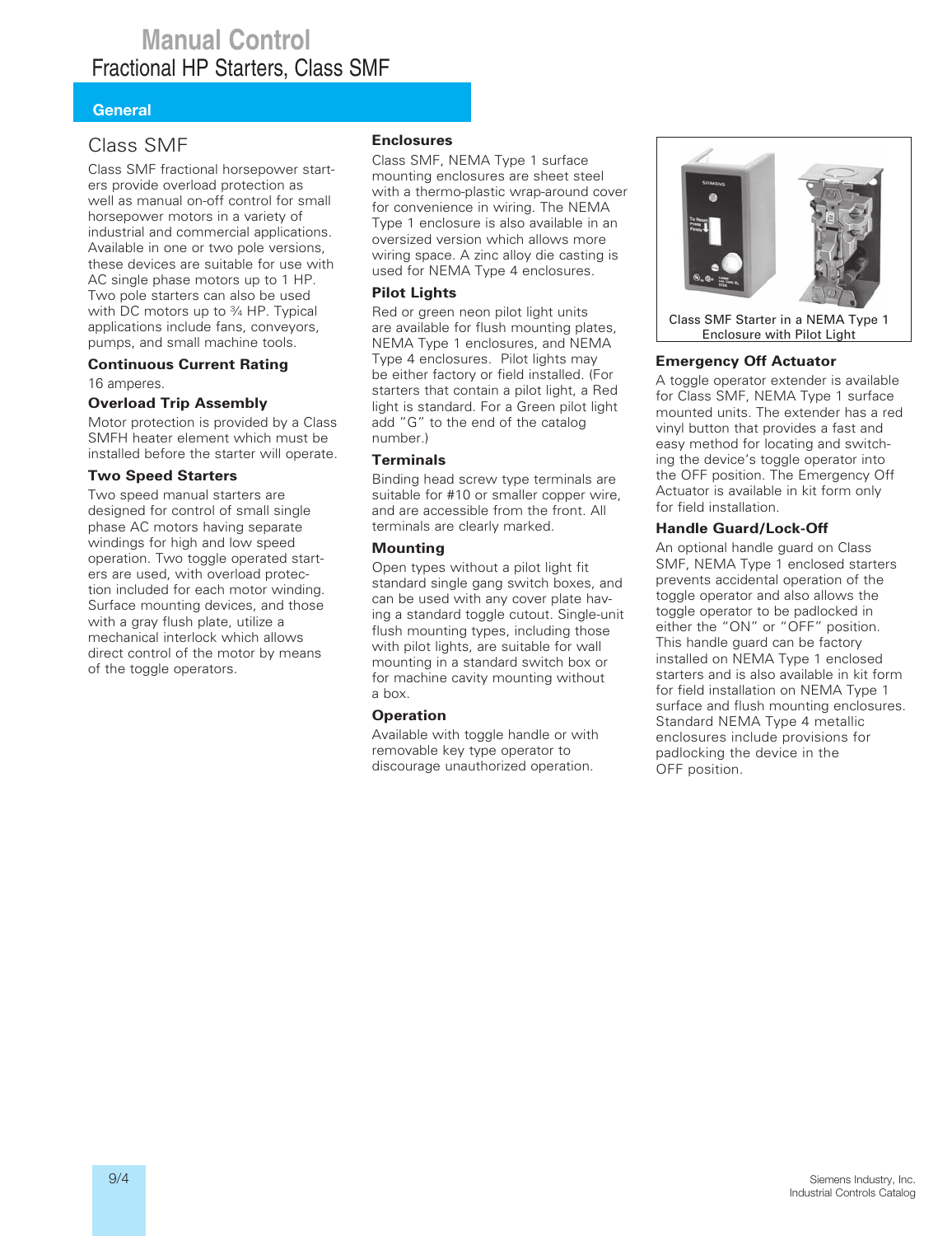# Manual Control

## Fractional HP Starters, Class SMF

### General

## Class SMF

Class SMF fractional horsepower starters provide overload protection as well as manual on-off control for small horsepower motors in a variety of industrial and commercial applications. Available in one or two pole versions, these devices are suitable for use with AC single phase motors up to 1 HP. Two pole starters can also be used with DC motors up to ¾ HP. Typical applications include fans, conveyors, pumps, and small machine tools.

### Continuous Current Rating

16 amperes.

### Overload Trip Assembly

Motor protection is provided by a Class SMFH heater element which must be installed before the starter will operate.

### Two Speed Starters

Two speed manual starters are designed for control of small single phase AC motors having separate windings for high and low speed operation. Two toggle operated starters are used, with overload protection included for each motor winding. Surface mounting devices, and those with a gray flush plate, utilize a mechanical interlock which allows direct control of the motor by means of the toggle operators.

### Enclosures

Class SMF, NEMA Type 1 surface mounting enclosures are sheet steel with a thermo-plastic wrap-around cover for convenience in wiring. The NEMA Type 1 enclosure is also available in an oversized version which allows more wiring space. A zinc alloy die casting is used for NEMA Type 4 enclosures.

### Pilot Lights

Red or green neon pilot light units are available for flush mounting plates, NEMA Type 1 enclosures, and NEMA Type 4 enclosures. Pilot lights may be either factory or field installed. (For starters that contain a pilot light, a Red light is standard. For a Green pilot light add "G" to the end of the catalog number.)

### Terminals

Binding head screw type terminals are suitable for #10 or smaller copper wire, and are accessible from the front. All terminals are clearly marked.

### Mounting

Open types without a pilot light fit standard single gang switch boxes, and can be used with any cover plate having a standard toggle cutout. Single-unit flush mounting types, including those with pilot lights, are suitable for wall mounting in a standard switch box or for machine cavity mounting without a box.

### Operation

Available with toggle handle or with removable key type operator to discourage unauthorized operation.

Class SMF Starter in a NEMA Type 1 Enclosure with Pilot Light

### Emergency Off Actuator

A toggle operator extender is available for Class SMF, NEMA Type 1 surface mounted units. The extender has a red vinyl button that provides a fast and easy method for locating and switching the device's toggle operator into the OFF position. The Emergency Off Actuator is available in kit form only for field installation.

### Handle Guard/Lock-Off

An optional handle guard on Class SMF, NEMA Type 1 enclosed starters prevents accidental operation of the toggle operator and also allows the toggle operator to be padlocked in either the "ON" or "OFF" position. This handle guard can be factory installed on NEMA Type 1 enclosed starters and is also available in kit form for field installation on NEMA Type 1 surface and flush mounting enclosures. Standard NEMA Type 4 metallic enclosures include provisions for padlocking the device in the OFF position.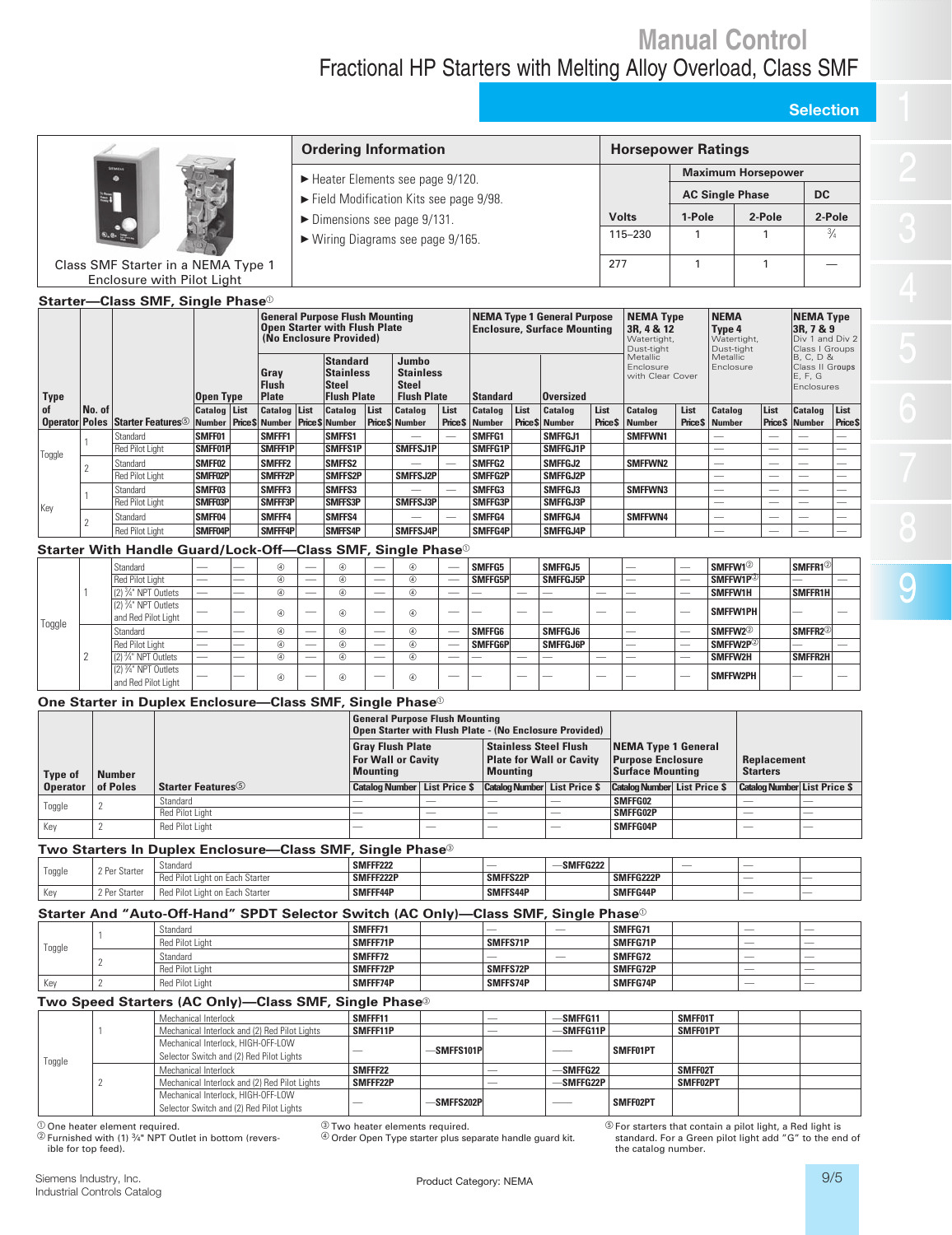# Manual Control

## Fractional HP Starters with Melting Alloy Overload, Class SMF

### Selection

Class SMF Starter in a NEMA Type 1 Enclosure with Pilot Light

**Ordering Information**

- ▶ Heater Elements see page 9/120.
- ▶ Field Modification Kits see page 9/98.
- ▶ Dimensions see page 9/131.
- ▶ Wiring Diagrams see page 9/165.

**Horsepower Ratings**

| Volts | Maximum Horsepower AC Single Phase 1-Pole | AC Single Phase 2-Pole | DC 2-Pole |
|---|---|---|---|
| 115–230 | 1 | 1 | ¾ |
| 277 | 1 | 1 | — |

### Starter—Class SMF, Single Phase①

| Type of Operator | No. of Poles | Starter Features⑤ | Open Type Catalog Number | Open Type List Price $ | Gray Flush Plate Catalog Number | Gray Flush Plate List Price $ | Standard Stainless Steel Flush Plate Catalog Number | Standard Stainless Steel Flush Plate List Price $ | Jumbo Stainless Steel Flush Plate Catalog Number | Jumbo Stainless Steel Flush Plate List Price $ | NEMA Type 1 Standard Catalog Number | NEMA Type 1 Standard List Price $ | NEMA Type 1 Oversized Catalog Number | NEMA Type 1 Oversized List Price $ | NEMA Type 3R, 4 & 12 Catalog Number | NEMA Type 3R, 4 & 12 List Price $ | NEMA Type 4 Catalog Number | NEMA Type 4 List Price $ | NEMA Type 3R, 7 & 9 Catalog Number | NEMA Type 3R, 7 & 9 List Price $ |
|---|---|---|---|---|---|---|---|---|---|---|---|---|---|---|---|---|---|---|---|---|
| Toggle | 1 | Standard | SMFF01 | | SMFFF1 | | SMFFS1 | | — | — | SMFFG1 | | SMFFGJ1 | | SMFFWN1 | | — | — | — | — |
| | | Red Pilot Light | SMFF01P | | SMFFF1P | | SMFFS1P | | SMFFSJ1P | | SMFFG1P | | SMFFGJ1P | | | | — | — | — | — |
| | 2 | Standard | SMFF02 | | SMFFF2 | | SMFFS2 | | — | — | SMFFG2 | | SMFFGJ2 | | SMFFWN2 | | — | — | — | — |
| | | Red Pilot Light | SMFF02P | | SMFFF2P | | SMFFS2P | | SMFFSJ2P | | SMFFG2P | | SMFFGJ2P | | | | — | — | — | — |
| Key | 1 | Standard | SMFF03 | | SMFFF3 | | SMFFS3 | | — | — | SMFFG3 | | SMFFGJ3 | | SMFFWN3 | | — | — | — | — |
| | | Red Pilot Light | SMFF03P | | SMFFF3P | | SMFFS3P | | SMFFSJ3P | | SMFFG3P | | SMFFGJ3P | | | | — | — | — | — |
| | 2 | Standard | SMFF04 | | SMFFF4 | | SMFFS4 | | — | — | SMFFG4 | | SMFFGJ4 | | SMFFWN4 | | — | — | — | — |
| | | Red Pilot Light | SMFF04P | | SMFFF4P | | SMFFS4P | | SMFFSJ4P | | SMFFG4P | | SMFFGJ4P | | | | — | — | — | — |

### Starter With Handle Guard/Lock-Off—Class SMF, Single Phase①

| Type of Operator | No. of Poles | Starter Features⑤ | Open Type Catalog Number | Open Type List Price $ | Gray Flush Plate Catalog Number | Gray Flush Plate List Price $ | Standard Stainless Steel Flush Plate Catalog Number | Standard Stainless Steel Flush Plate List Price $ | Jumbo Stainless Steel Flush Plate Catalog Number | Jumbo Stainless Steel Flush Plate List Price $ | NEMA Type 1 Standard Catalog Number | NEMA Type 1 Standard List Price $ | NEMA Type 1 Oversized Catalog Number | NEMA Type 1 Oversized List Price $ | NEMA Type 3R, 4 & 12 Catalog Number | NEMA Type 3R, 4 & 12 List Price $ | NEMA Type 4 Catalog Number | NEMA Type 4 List Price $ | NEMA Type 3R, 7 & 9 Catalog Number | NEMA Type 3R, 7 & 9 List Price $ |
|---|---|---|---|---|---|---|---|---|---|---|---|---|---|---|---|---|---|---|---|---|
| Toggle | 1 | Standard | — | — | ④ | — | ④ | — | ④ | — | SMFFG5 | | SMFFGJ5 | | — | — | SMFFW1② | | SMFFR1② | |
| | | Red Pilot Light | — | — | ④ | — | ④ | — | ④ | — | SMFFG5P | | SMFFGJ5P | | — | — | SMFFW1P② | | — | — |
| | | (2) ¾" NPT Outlets | — | — | ④ | — | ④ | — | ④ | — | — | — | — | — | — | — | SMFFW1H | | SMFFR1H | |
| | | (2) ¾" NPT Outlets and Red Pilot Light | — | — | ④ | — | ④ | — | ④ | — | — | — | — | — | — | — | SMFFW1PH | | — | — |
| | 2 | Standard | — | — | ④ | — | ④ | — | ④ | — | SMFFG6 | | SMFFGJ6 | | — | — | SMFFW2② | | SMFFR2② | |
| | | Red Pilot Light | — | — | ④ | — | ④ | — | ④ | — | SMFFG6P | | SMFFGJ6P | | — | — | SMFFW2P② | | — | — |
| | | (2) ¾" NPT Outlets | — | — | ④ | — | ④ | — | ④ | — | — | — | — | — | — | — | SMFFW2H | | SMFFR2H | |
| | | (2) ¾" NPT Outlets and Red Pilot Light | — | — | ④ | — | ④ | — | ④ | — | — | — | — | — | — | — | SMFFW2PH | | — | — |

### One Starter in Duplex Enclosure—Class SMF, Single Phase①

| Type of Operator | Number of Poles | Starter Features⑤ | Gray Flush Plate For Wall or Cavity Mounting Catalog Number | Gray Flush Plate List Price $ | Stainless Steel Flush Plate for Wall or Cavity Mounting Catalog Number | Stainless Steel List Price $ | NEMA Type 1 General Purpose Enclosure Surface Mounting Catalog Number | NEMA Type 1 List Price $ | Replacement Starters Catalog Number | Replacement Starters List Price $ |
|---|---|---|---|---|---|---|---|---|---|---|
| Toggle | 2 | Standard | — | — | — | — | SMFFG02 | | — | — |
| | | Red Pilot Light | — | — | — | — | SMFFG02P | | — | — |
| Key | 2 | Red Pilot Light | — | — | — | — | SMFFG04P | | — | — |

### Two Starters In Duplex Enclosure—Class SMF, Single Phase③

| Type of Operator | Number of Poles | Starter Features⑤ | Gray Flush Plate Catalog Number | Gray Flush Plate List Price $ | Stainless Steel Catalog Number | Stainless Steel List Price $ | NEMA Type 1 Catalog Number | NEMA Type 1 List Price $ | Replacement Starters Catalog Number | Replacement Starters List Price $ |
|---|---|---|---|---|---|---|---|---|---|---|
| Toggle | 2 Per Starter | Standard | SMFFF222 | | — | —SMFFG222 | | — | — | |
| | | Red Pilot Light on Each Starter | SMFFF222P | | SMFFS22P | | SMFFG222P | | — | — |
| Key | 2 Per Starter | Red Pilot Light on Each Starter | SMFFF44P | | SMFFS44P | | SMFFG44P | | — | — |

### Starter And "Auto-Off-Hand" SPDT Selector Switch (AC Only)—Class SMF, Single Phase①

| Type of Operator | Number of Poles | Starter Features⑤ | Gray Flush Plate Catalog Number | Gray Flush Plate List Price $ | Stainless Steel Catalog Number | Stainless Steel List Price $ | NEMA Type 1 Catalog Number | NEMA Type 1 List Price $ | Replacement Starters Catalog Number | Replacement Starters List Price $ |
|---|---|---|---|---|---|---|---|---|---|---|
| Toggle | 1 | Standard | SMFFF71 | | — | — | SMFFG71 | | — | — |
| | | Red Pilot Light | SMFFF71P | | SMFFS71P | | SMFFG71P | | — | — |
| | 2 | Standard | SMFFF72 | | — | — | SMFFG72 | | — | — |
| | | Red Pilot Light | SMFFF72P | | SMFFS72P | | SMFFG72P | | — | — |
| Key | 2 | Red Pilot Light | SMFFF74P | | SMFFS74P | | SMFFG74P | | — | — |

### Two Speed Starters (AC Only)—Class SMF, Single Phase③

| Type of Operator | Number of Poles | Starter Features⑤ | Gray Flush Plate Catalog Number | Gray Flush Plate List Price $ | Stainless Steel Catalog Number | Stainless Steel List Price $ | NEMA Type 1 Catalog Number | NEMA Type 1 List Price $ | Replacement Starters Catalog Number | Replacement Starters List Price $ |
|---|---|---|---|---|---|---|---|---|---|---|
| Toggle | 1 | Mechanical Interlock | SMFFF11 | | — | —SMFFG11 | | | SMFF01T | |
| | | Mechanical Interlock and (2) Red Pilot Lights | SMFFF11P | | — | —SMFFG11P | | | SMFF01PT | |
| | | Mechanical Interlock, HIGH-OFF-LOW Selector Switch and (2) Red Pilot Lights | — | —SMFFS101P | | —— | SMFF01PT | | | |
| | 2 | Mechanical Interlock | SMFFF22 | | — | —SMFFG22 | | | SMFF02T | |
| | | Mechanical Interlock and (2) Red Pilot Lights | SMFFF22P | | — | —SMFFG22P | | | SMFF02PT | |
| | | Mechanical Interlock, HIGH-OFF-LOW Selector Switch and (2) Red Pilot Lights | — | —SMFFS202P | | —— | SMFF02PT | | | |

① One heater element required.
② Furnished with (1) ¾" NPT Outlet in bottom (reversible for top feed).
③ Two heater elements required.
④ Order Open Type starter plus separate handle guard kit.
⑤ For starters that contain a pilot light, a Red light is standard. For a Green pilot light add "G" to the end of the catalog number.

Product Category: NEMA